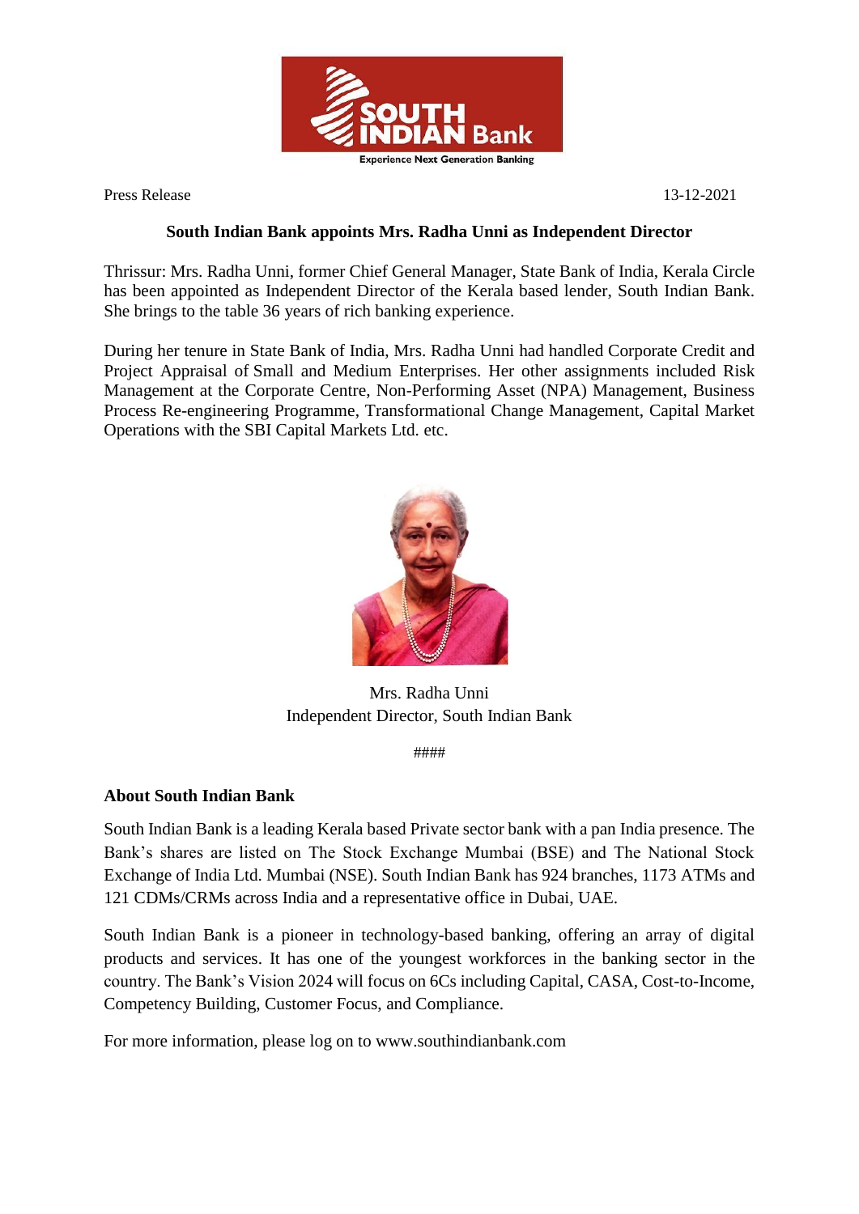Press Release 13-12-2021

## South Indian Bank appoints Mrs. Radha Unni as Independent Director

Thrissur: Mrs. Radha Unni, former Chief General Manager, State Bank of India, Kerala Circle has been appointed as Independent Director of the Kerala based lender, South Indian Bank. She brings to the table 36 years of rich banking experience.

During her tenure in State Bank of India, Mrs. Radha Unni had handled Corporate Credit and Project Appraisal of Small and Medium Enterprises. Her other assignments included Risk Management at the Corporate Centre, Non-Performing Asset (NPA) Management, Business Process Re-engineering Programme, Transformational Change Management, Capital Market Operations with the SBI Capital Markets Ltd. etc.

Mrs. Radha Unni
Independent Director, South Indian Bank

####

### About South Indian Bank

South Indian Bank is a leading Kerala based Private sector bank with a pan India presence. The Bank's shares are listed on The Stock Exchange Mumbai (BSE) and The National Stock Exchange of India Ltd. Mumbai (NSE). South Indian Bank has 924 branches, 1173 ATMs and 121 CDMs/CRMs across India and a representative office in Dubai, UAE.

South Indian Bank is a pioneer in technology-based banking, offering an array of digital products and services. It has one of the youngest workforces in the banking sector in the country. The Bank's Vision 2024 will focus on 6Cs including Capital, CASA, Cost-to-Income, Competency Building, Customer Focus, and Compliance.

For more information, please log on to www.southindianbank.com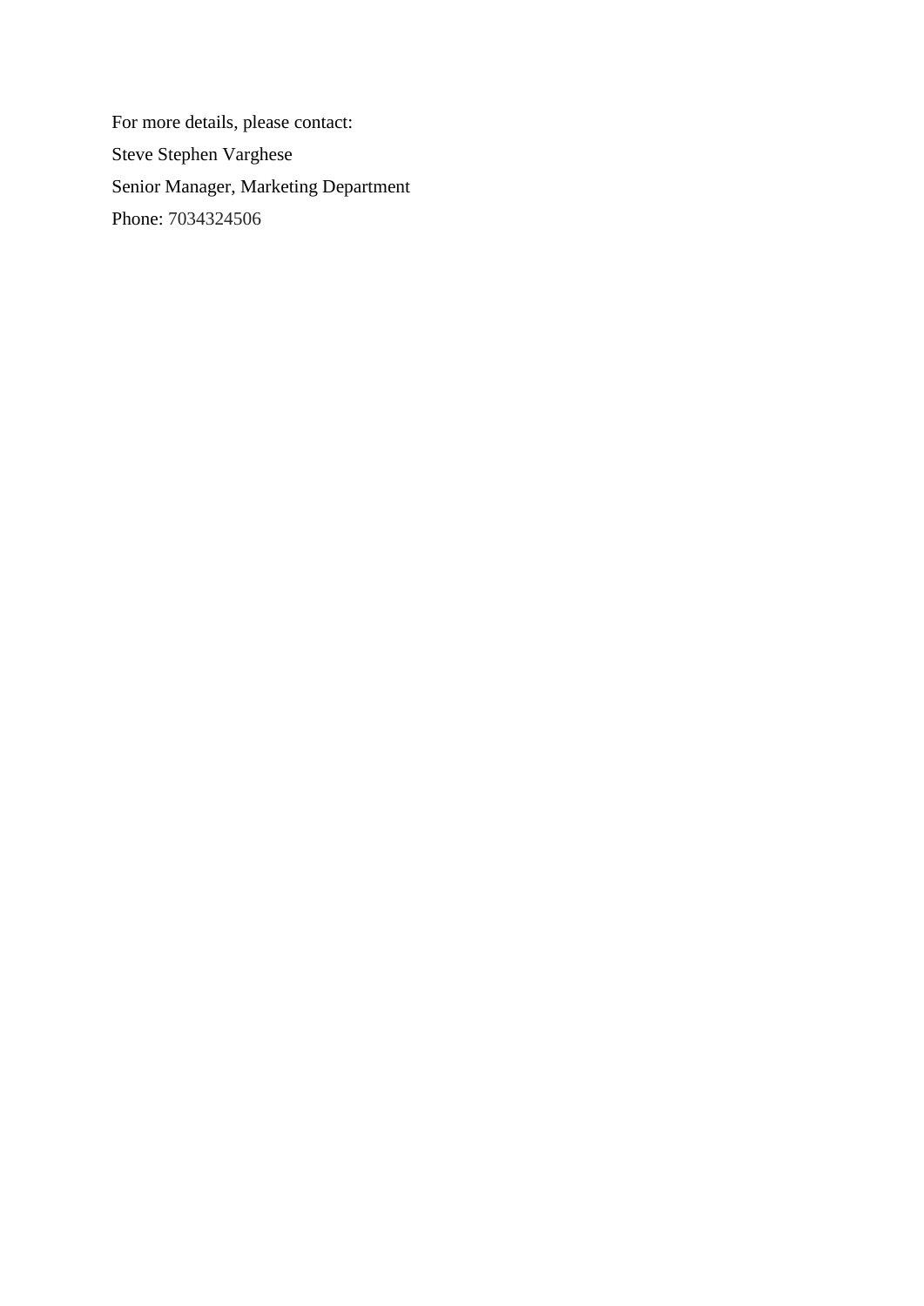For more details, please contact:

Steve Stephen Varghese

Senior Manager, Marketing Department

Phone: 7034324506